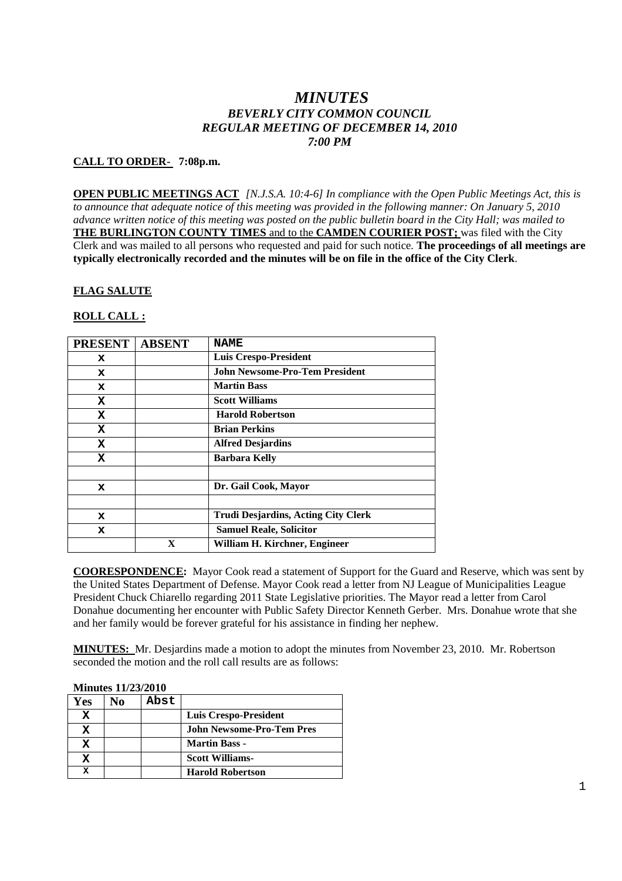# *MINUTES*
## *BEVERLY CITY COMMON COUNCIL*
## *REGULAR MEETING OF DECEMBER 14, 2010*
## *7:00 PM*

**CALL TO ORDER- 7:08p.m.**

**OPEN PUBLIC MEETINGS ACT** *[N.J.S.A. 10:4-6] In compliance with the Open Public Meetings Act, this is to announce that adequate notice of this meeting was provided in the following manner: On January 5, 2010 advance written notice of this meeting was posted on the public bulletin board in the City Hall; was mailed to* **THE BURLINGTON COUNTY TIMES** and to the **CAMDEN COURIER POST;** was filed with the City Clerk and was mailed to all persons who requested and paid for such notice. **The proceedings of all meetings are typically electronically recorded and the minutes will be on file in the office of the City Clerk**.

**FLAG SALUTE**

**ROLL CALL :**

| PRESENT | ABSENT | NAME |
|---|---|---|
| x | | **Luis Crespo-President** |
| x | | **John Newsome-Pro-Tem President** |
| x | | **Martin Bass** |
| X | | **Scott Williams** |
| X | | **Harold Robertson** |
| X | | **Brian Perkins** |
| X | | **Alfred Desjardins** |
| X | | **Barbara Kelly** |
| | | |
| x | | **Dr. Gail Cook, Mayor** |
| | | |
| x | | **Trudi Desjardins, Acting City Clerk** |
| x | | **Samuel Reale, Solicitor** |
| | X | **William H. Kirchner, Engineer** |

**COORESPONDENCE:** Mayor Cook read a statement of Support for the Guard and Reserve, which was sent by the United States Department of Defense. Mayor Cook read a letter from NJ League of Municipalities League President Chuck Chiarello regarding 2011 State Legislative priorities. The Mayor read a letter from Carol Donahue documenting her encounter with Public Safety Director Kenneth Gerber. Mrs. Donahue wrote that she and her family would be forever grateful for his assistance in finding her nephew.

**MINUTES:** Mr. Desjardins made a motion to adopt the minutes from November 23, 2010. Mr. Robertson seconded the motion and the roll call results are as follows:

**Minutes 11/23/2010**

| Yes | No | Abst | |
|---|---|---|---|
| X | | | **Luis Crespo-President** |
| X | | | **John Newsome-Pro-Tem Pres** |
| X | | | **Martin Bass -** |
| X | | | **Scott Williams-** |
| X | | | **Harold Robertson** |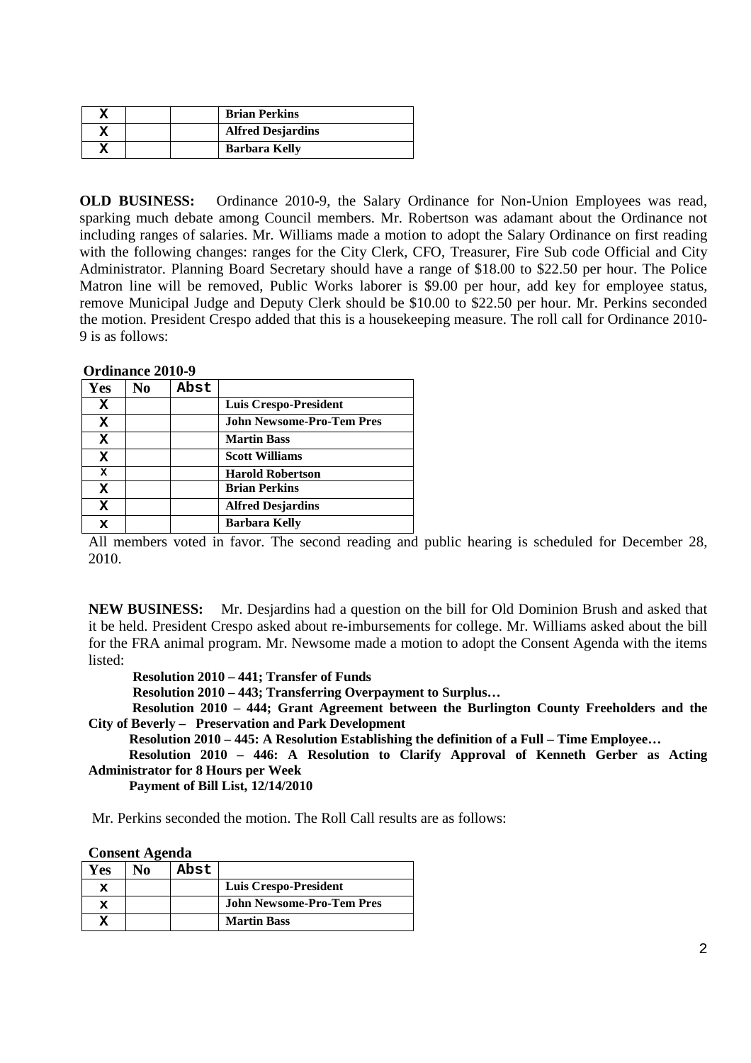| X | | | Brian Perkins |
|---|---|---|---|
| X | | | Alfred Desjardins |
| X | | | Barbara Kelly |

**OLD BUSINESS:** Ordinance 2010-9, the Salary Ordinance for Non-Union Employees was read, sparking much debate among Council members. Mr. Robertson was adamant about the Ordinance not including ranges of salaries. Mr. Williams made a motion to adopt the Salary Ordinance on first reading with the following changes: ranges for the City Clerk, CFO, Treasurer, Fire Sub code Official and City Administrator. Planning Board Secretary should have a range of $18.00 to $22.50 per hour. The Police Matron line will be removed, Public Works laborer is $9.00 per hour, add key for employee status, remove Municipal Judge and Deputy Clerk should be $10.00 to $22.50 per hour. Mr. Perkins seconded the motion. President Crespo added that this is a housekeeping measure. The roll call for Ordinance 2010-9 is as follows:

**Ordinance 2010-9**

| Yes | No | Abst | |
|---|---|---|---|
| X | | | Luis Crespo-President |
| X | | | John Newsome-Pro-Tem Pres |
| X | | | Martin Bass |
| X | | | Scott Williams |
| X | | | Harold Robertson |
| X | | | Brian Perkins |
| X | | | Alfred Desjardins |
| X | | | Barbara Kelly |

All members voted in favor. The second reading and public hearing is scheduled for December 28, 2010.

**NEW BUSINESS:** Mr. Desjardins had a question on the bill for Old Dominion Brush and asked that it be held. President Crespo asked about re-imbursements for college. Mr. Williams asked about the bill for the FRA animal program. Mr. Newsome made a motion to adopt the Consent Agenda with the items listed:

**Resolution 2010 – 441; Transfer of Funds**

**Resolution 2010 – 443; Transferring Overpayment to Surplus…**

**Resolution 2010 – 444; Grant Agreement between the Burlington County Freeholders and the City of Beverly – Preservation and Park Development**

**Resolution 2010 – 445: A Resolution Establishing the definition of a Full – Time Employee…**

**Resolution 2010 – 446: A Resolution to Clarify Approval of Kenneth Gerber as Acting Administrator for 8 Hours per Week**

**Payment of Bill List, 12/14/2010**

Mr. Perkins seconded the motion. The Roll Call results are as follows:

**Consent Agenda**

| Yes | No | Abst | |
|---|---|---|---|
| X | | | Luis Crespo-President |
| X | | | John Newsome-Pro-Tem Pres |
| X | | | Martin Bass |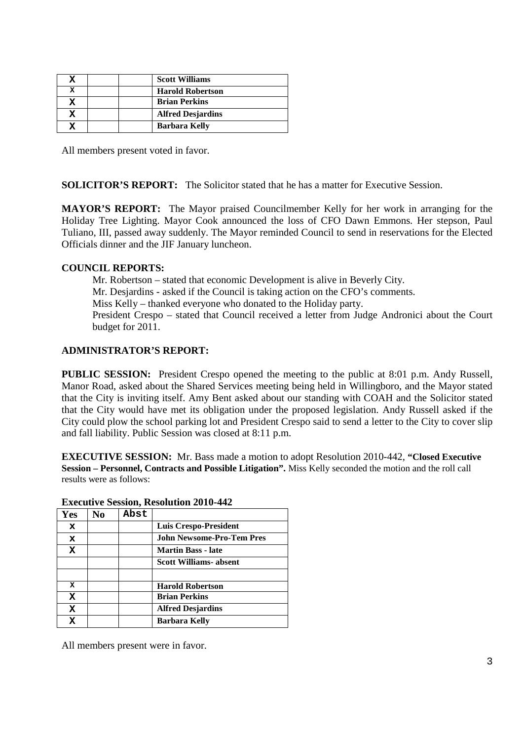| | | | |
|---|---|---|---|
| X | | | **Scott Williams** |
| X | | | **Harold Robertson** |
| X | | | **Brian Perkins** |
| X | | | **Alfred Desjardins** |
| X | | | **Barbara Kelly** |

All members present voted in favor.

**SOLICITOR'S REPORT:** The Solicitor stated that he has a matter for Executive Session.

**MAYOR'S REPORT:** The Mayor praised Councilmember Kelly for her work in arranging for the Holiday Tree Lighting. Mayor Cook announced the loss of CFO Dawn Emmons. Her stepson, Paul Tuliano, III, passed away suddenly. The Mayor reminded Council to send in reservations for the Elected Officials dinner and the JIF January luncheon.

**COUNCIL REPORTS:**

Mr. Robertson – stated that economic Development is alive in Beverly City.
Mr. Desjardins - asked if the Council is taking action on the CFO's comments.
Miss Kelly – thanked everyone who donated to the Holiday party.
President Crespo – stated that Council received a letter from Judge Andronici about the Court budget for 2011.

**ADMINISTRATOR'S REPORT:**

**PUBLIC SESSION:** President Crespo opened the meeting to the public at 8:01 p.m. Andy Russell, Manor Road, asked about the Shared Services meeting being held in Willingboro, and the Mayor stated that the City is inviting itself. Amy Bent asked about our standing with COAH and the Solicitor stated that the City would have met its obligation under the proposed legislation. Andy Russell asked if the City could plow the school parking lot and President Crespo said to send a letter to the City to cover slip and fall liability. Public Session was closed at 8:11 p.m.

**EXECUTIVE SESSION:** Mr. Bass made a motion to adopt Resolution 2010-442, **"Closed Executive Session – Personnel, Contracts and Possible Litigation".** Miss Kelly seconded the motion and the roll call results were as follows:

**Executive Session, Resolution 2010-442**

| Yes | No | Abst | |
|---|---|---|---|
| X | | | **Luis Crespo-President** |
| X | | | **John Newsome-Pro-Tem Pres** |
| X | | | **Martin Bass - late** |
| | | | **Scott Williams- absent** |
| | | | |
| X | | | **Harold Robertson** |
| X | | | **Brian Perkins** |
| X | | | **Alfred Desjardins** |
| X | | | **Barbara Kelly** |

All members present were in favor.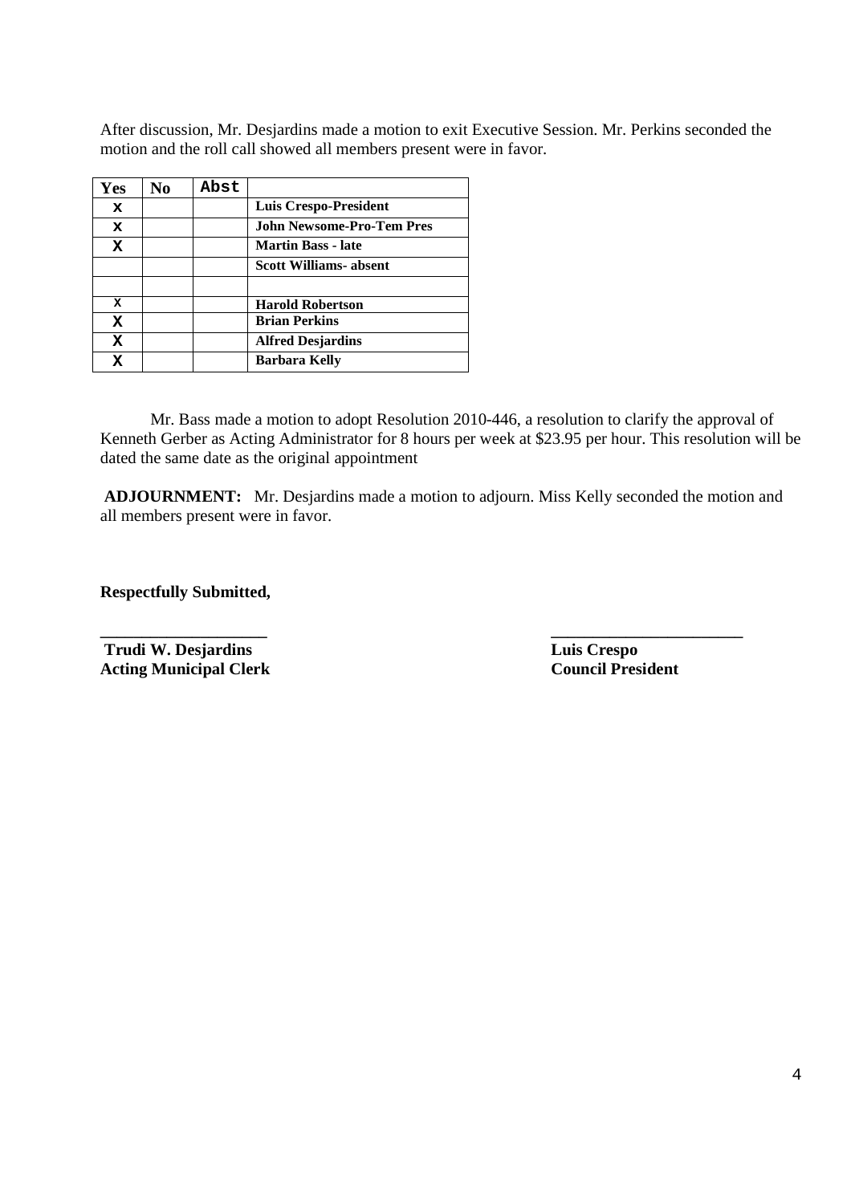After discussion, Mr. Desjardins made a motion to exit Executive Session. Mr. Perkins seconded the motion and the roll call showed all members present were in favor.

| Yes | No | Abst | |
|---|---|---|---|
| x | | | **Luis Crespo-President** |
| x | | | **John Newsome-Pro-Tem Pres** |
| X | | | **Martin Bass - late** |
| | | | **Scott Williams- absent** |
| | | | |
| x | | | **Harold Robertson** |
| X | | | **Brian Perkins** |
| X | | | **Alfred Desjardins** |
| X | | | **Barbara Kelly** |

Mr. Bass made a motion to adopt Resolution 2010-446, a resolution to clarify the approval of Kenneth Gerber as Acting Administrator for 8 hours per week at $23.95 per hour. This resolution will be dated the same date as the original appointment

**ADJOURNMENT:** Mr. Desjardins made a motion to adjourn. Miss Kelly seconded the motion and all members present were in favor.

**Respectfully Submitted,**

____________________ ______________________

**Trudi W. Desjardins** **Luis Crespo**
**Acting Municipal Clerk** **Council President**